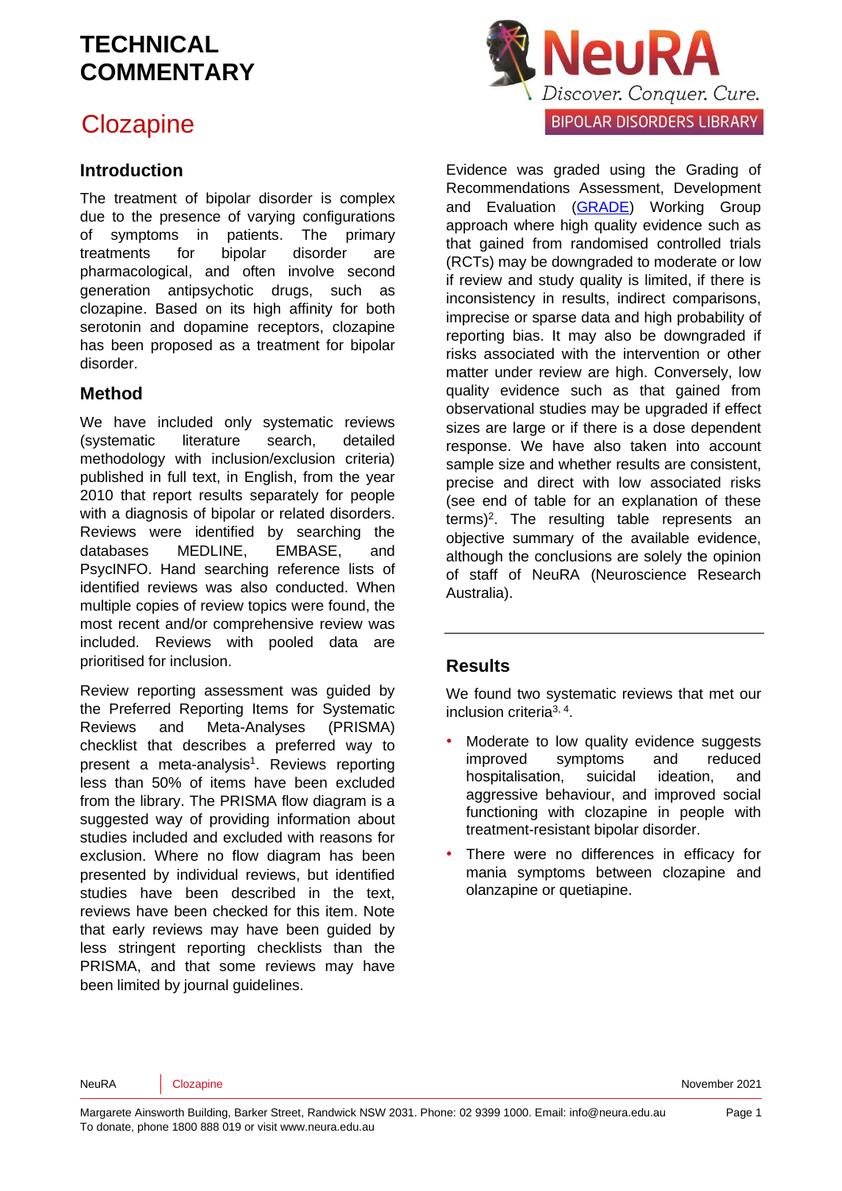# TECHNICAL COMMENTARY

## Clozapine

NeuRA Discover. Conquer. Cure.

BIPOLAR DISORDERS LIBRARY

### Introduction

The treatment of bipolar disorder is complex due to the presence of varying configurations of symptoms in patients. The primary treatments for bipolar disorder are pharmacological, and often involve second generation antipsychotic drugs, such as clozapine. Based on its high affinity for both serotonin and dopamine receptors, clozapine has been proposed as a treatment for bipolar disorder.

### Method

We have included only systematic reviews (systematic literature search, detailed methodology with inclusion/exclusion criteria) published in full text, in English, from the year 2010 that report results separately for people with a diagnosis of bipolar or related disorders. Reviews were identified by searching the databases MEDLINE, EMBASE, and PsycINFO. Hand searching reference lists of identified reviews was also conducted. When multiple copies of review topics were found, the most recent and/or comprehensive review was included. Reviews with pooled data are prioritised for inclusion.

Review reporting assessment was guided by the Preferred Reporting Items for Systematic Reviews and Meta-Analyses (PRISMA) checklist that describes a preferred way to present a meta-analysis[1]. Reviews reporting less than 50% of items have been excluded from the library. The PRISMA flow diagram is a suggested way of providing information about studies included and excluded with reasons for exclusion. Where no flow diagram has been presented by individual reviews, but identified studies have been described in the text, reviews have been checked for this item. Note that early reviews may have been guided by less stringent reporting checklists than the PRISMA, and that some reviews may have been limited by journal guidelines.

Evidence was graded using the Grading of Recommendations Assessment, Development and Evaluation (GRADE) Working Group approach where high quality evidence such as that gained from randomised controlled trials (RCTs) may be downgraded to moderate or low if review and study quality is limited, if there is inconsistency in results, indirect comparisons, imprecise or sparse data and high probability of reporting bias. It may also be downgraded if risks associated with the intervention or other matter under review are high. Conversely, low quality evidence such as that gained from observational studies may be upgraded if effect sizes are large or if there is a dose dependent response. We have also taken into account sample size and whether results are consistent, precise and direct with low associated risks (see end of table for an explanation of these terms)[2]. The resulting table represents an objective summary of the available evidence, although the conclusions are solely the opinion of staff of NeuRA (Neuroscience Research Australia).

### Results

We found two systematic reviews that met our inclusion criteria[3, 4].

- Moderate to low quality evidence suggests improved symptoms and reduced hospitalisation, suicidal ideation, and aggressive behaviour, and improved social functioning with clozapine in people with treatment-resistant bipolar disorder.
- There were no differences in efficacy for mania symptoms between clozapine and olanzapine or quetiapine.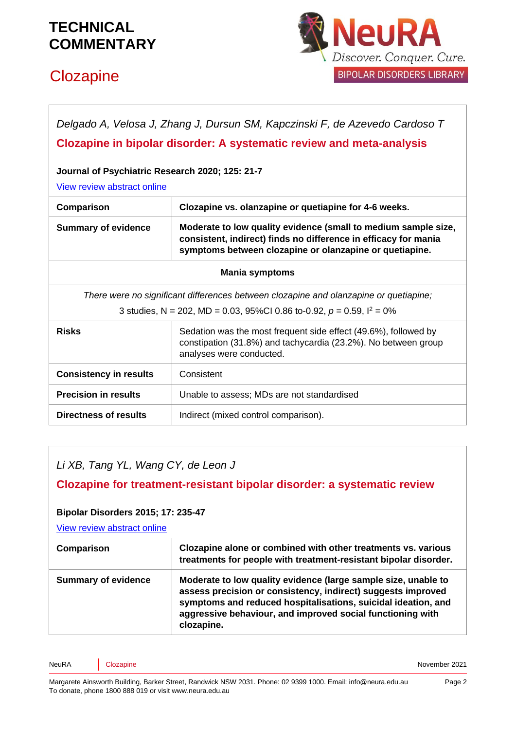*Delgado A, Velosa J, Zhang J, Dursun SM, Kapczinski F, de Azevedo Cardoso T*

**Clozapine in bipolar disorder: A systematic review and meta-analysis**

**Journal of Psychiatric Research 2020; 125: 21-7**

View review abstract online

| | |
|---|---|
| **Comparison** | **Clozapine vs. olanzapine or quetiapine for 4-6 weeks.** |
| **Summary of evidence** | **Moderate to low quality evidence (small to medium sample size, consistent, indirect) finds no difference in efficacy for mania symptoms between clozapine or olanzapine or quetiapine.** |
| **Mania symptoms** | |
| *There were no significant differences between clozapine and olanzapine or quetiapine;* 3 studies, N = 202, MD = 0.03, 95%CI 0.86 to-0.92, $p = 0.59$, $I^2 = 0\%$ | |
| **Risks** | Sedation was the most frequent side effect (49.6%), followed by constipation (31.8%) and tachycardia (23.2%). No between group analyses were conducted. |
| **Consistency in results** | Consistent |
| **Precision in results** | Unable to assess; MDs are not standardised |
| **Directness of results** | Indirect (mixed control comparison). |

*Li XB, Tang YL, Wang CY, de Leon J*

**Clozapine for treatment-resistant bipolar disorder: a systematic review**

**Bipolar Disorders 2015; 17: 235-47**

View review abstract online

| | |
|---|---|
| **Comparison** | **Clozapine alone or combined with other treatments vs. various treatments for people with treatment-resistant bipolar disorder.** |
| **Summary of evidence** | **Moderate to low quality evidence (large sample size, unable to assess precision or consistency, indirect) suggests improved symptoms and reduced hospitalisations, suicidal ideation, and aggressive behaviour, and improved social functioning with clozapine.** |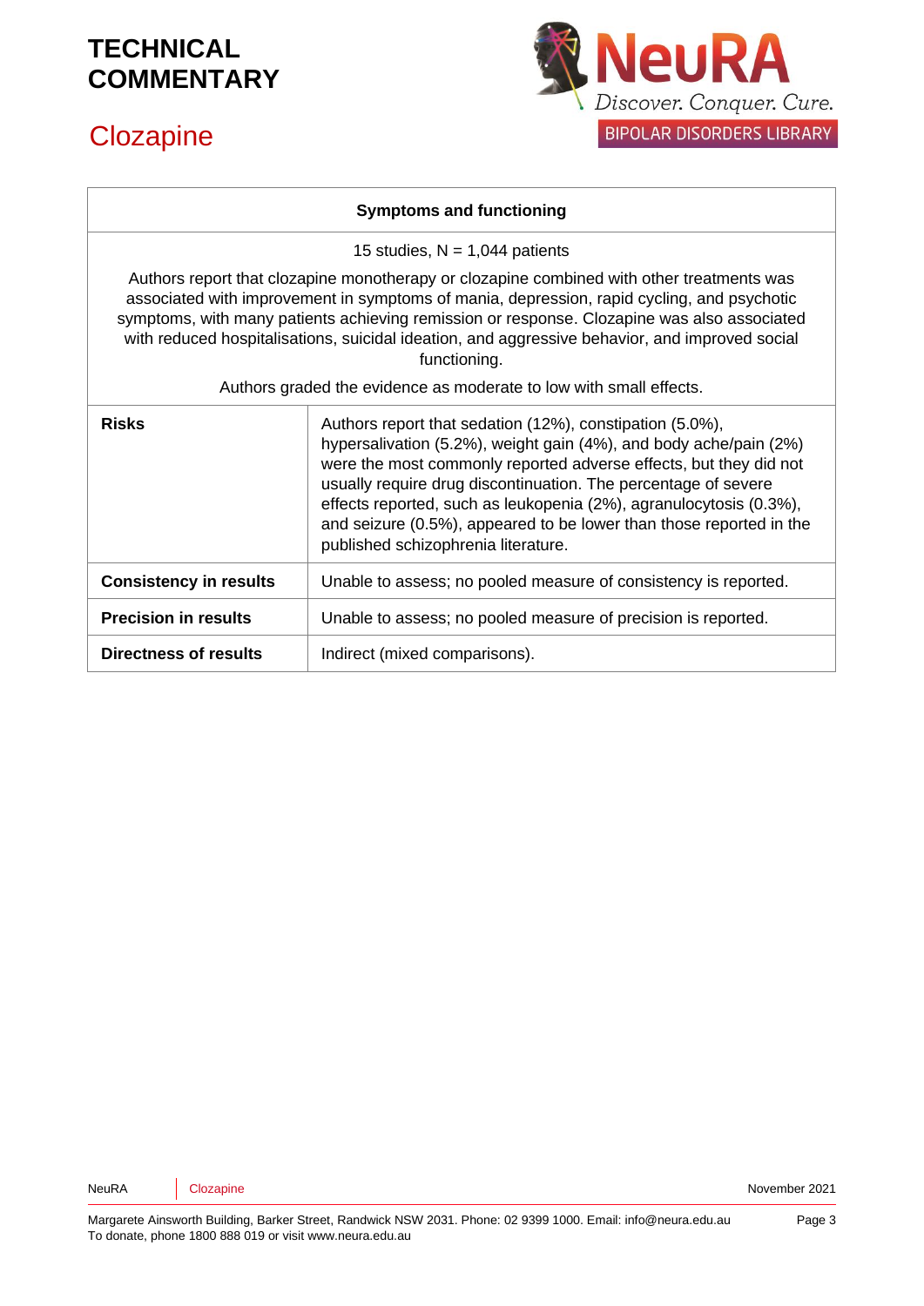| Symptoms and functioning | |
|---|---|
| 15 studies, N = 1,044 patients<br><br>Authors report that clozapine monotherapy or clozapine combined with other treatments was associated with improvement in symptoms of mania, depression, rapid cycling, and psychotic symptoms, with many patients achieving remission or response. Clozapine was also associated with reduced hospitalisations, suicidal ideation, and aggressive behavior, and improved social functioning.<br><br>Authors graded the evidence as moderate to low with small effects. | |
| **Risks** | Authors report that sedation (12%), constipation (5.0%), hypersalivation (5.2%), weight gain (4%), and body ache/pain (2%) were the most commonly reported adverse effects, but they did not usually require drug discontinuation. The percentage of severe effects reported, such as leukopenia (2%), agranulocytosis (0.3%), and seizure (0.5%), appeared to be lower than those reported in the published schizophrenia literature. |
| **Consistency in results** | Unable to assess; no pooled measure of consistency is reported. |
| **Precision in results** | Unable to assess; no pooled measure of precision is reported. |
| **Directness of results** | Indirect (mixed comparisons). |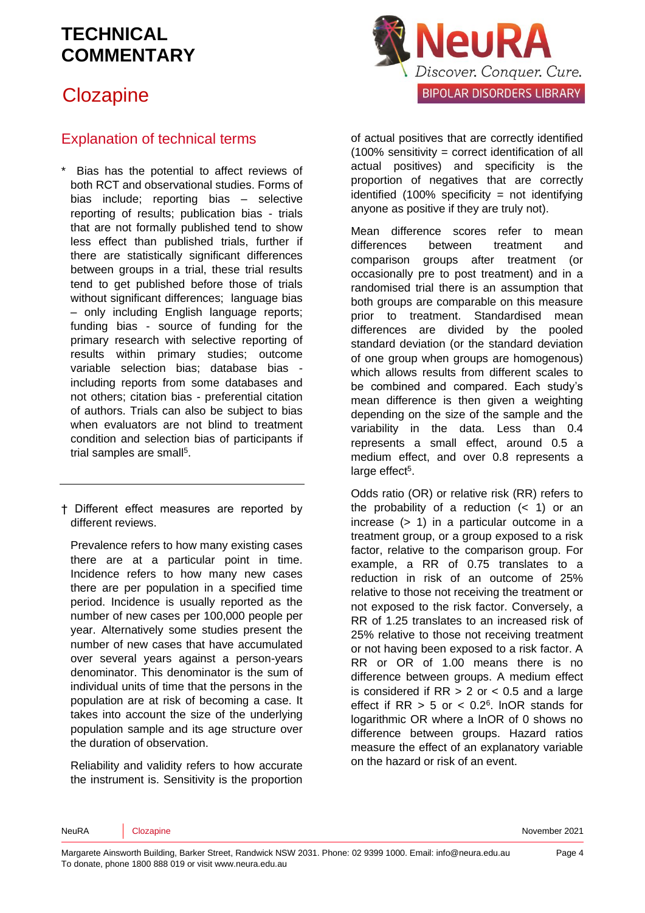# TECHNICAL COMMENTARY

# Clozapine

## Explanation of technical terms

\* Bias has the potential to affect reviews of both RCT and observational studies. Forms of bias include; reporting bias – selective reporting of results; publication bias - trials that are not formally published tend to show less effect than published trials, further if there are statistically significant differences between groups in a trial, these trial results tend to get published before those of trials without significant differences; language bias – only including English language reports; funding bias - source of funding for the primary research with selective reporting of results within primary studies; outcome variable selection bias; database bias - including reports from some databases and not others; citation bias - preferential citation of authors. Trials can also be subject to bias when evaluators are not blind to treatment condition and selection bias of participants if trial samples are small[5].

† Different effect measures are reported by different reviews.

Prevalence refers to how many existing cases there are at a particular point in time. Incidence refers to how many new cases there are per population in a specified time period. Incidence is usually reported as the number of new cases per 100,000 people per year. Alternatively some studies present the number of new cases that have accumulated over several years against a person-years denominator. This denominator is the sum of individual units of time that the persons in the population are at risk of becoming a case. It takes into account the size of the underlying population sample and its age structure over the duration of observation.

Reliability and validity refers to how accurate the instrument is. Sensitivity is the proportion of actual positives that are correctly identified (100% sensitivity = correct identification of all actual positives) and specificity is the proportion of negatives that are correctly identified (100% specificity = not identifying anyone as positive if they are truly not).

Mean difference scores refer to mean differences between treatment and comparison groups after treatment (or occasionally pre to post treatment) and in a randomised trial there is an assumption that both groups are comparable on this measure prior to treatment. Standardised mean differences are divided by the pooled standard deviation (or the standard deviation of one group when groups are homogenous) which allows results from different scales to be combined and compared. Each study's mean difference is then given a weighting depending on the size of the sample and the variability in the data. Less than 0.4 represents a small effect, around 0.5 a medium effect, and over 0.8 represents a large effect[5].

Odds ratio (OR) or relative risk (RR) refers to the probability of a reduction (< 1) or an increase (> 1) in a particular outcome in a treatment group, or a group exposed to a risk factor, relative to the comparison group. For example, a RR of 0.75 translates to a reduction in risk of an outcome of 25% relative to those not receiving the treatment or not exposed to the risk factor. Conversely, a RR of 1.25 translates to an increased risk of 25% relative to those not receiving treatment or not having been exposed to a risk factor. A RR or OR of 1.00 means there is no difference between groups. A medium effect is considered if RR > 2 or < 0.5 and a large effect if RR > 5 or < 0.2[6]. lnOR stands for logarithmic OR where a lnOR of 0 shows no difference between groups. Hazard ratios measure the effect of an explanatory variable on the hazard or risk of an event.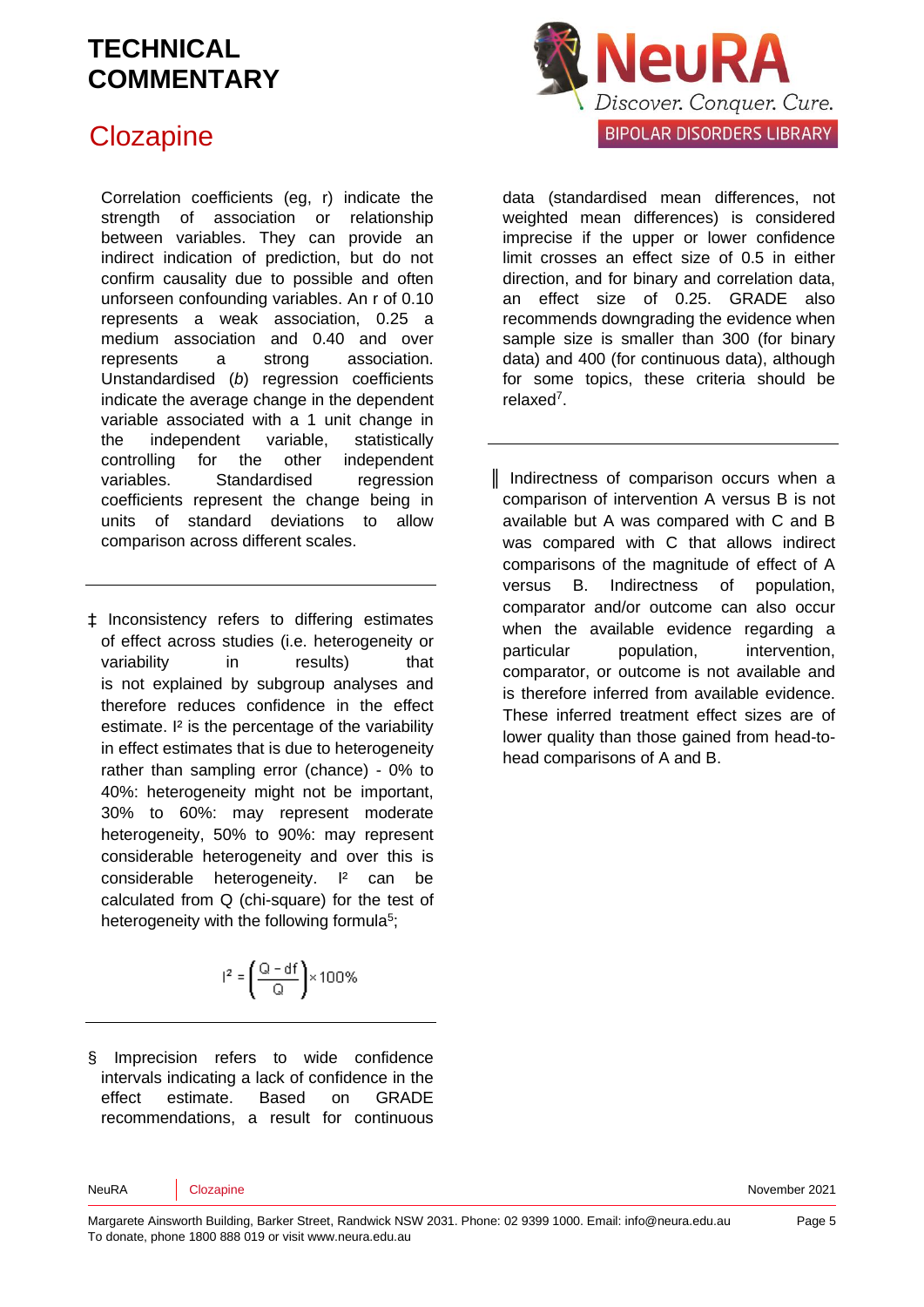Correlation coefficients (eg, r) indicate the strength of association or relationship between variables. They can provide an indirect indication of prediction, but do not confirm causality due to possible and often unforseen confounding variables. An r of 0.10 represents a weak association, 0.25 a medium association and 0.40 and over represents a strong association. Unstandardised (*b*) regression coefficients indicate the average change in the dependent variable associated with a 1 unit change in the independent variable, statistically controlling for the other independent variables. Standardised regression coefficients represent the change being in units of standard deviations to allow comparison across different scales.

‡ Inconsistency refers to differing estimates of effect across studies (i.e. heterogeneity or variability in results) that is not explained by subgroup analyses and therefore reduces confidence in the effect estimate. $I^2$ is the percentage of the variability in effect estimates that is due to heterogeneity rather than sampling error (chance) - 0% to 40%: heterogeneity might not be important, 30% to 60%: may represent moderate heterogeneity, 50% to 90%: may represent considerable heterogeneity and over this is considerable heterogeneity. $I^2$ can be calculated from Q (chi-square) for the test of heterogeneity with the following formula[5];

$$I^2 = \left(\frac{Q - df}{Q}\right) \times 100\%$$

§ Imprecision refers to wide confidence intervals indicating a lack of confidence in the effect estimate. Based on GRADE recommendations, a result for continuous data (standardised mean differences, not weighted mean differences) is considered imprecise if the upper or lower confidence limit crosses an effect size of 0.5 in either direction, and for binary and correlation data, an effect size of 0.25. GRADE also recommends downgrading the evidence when sample size is smaller than 300 (for binary data) and 400 (for continuous data), although for some topics, these criteria should be relaxed[7].

‖ Indirectness of comparison occurs when a comparison of intervention A versus B is not available but A was compared with C and B was compared with C that allows indirect comparisons of the magnitude of effect of A versus B. Indirectness of population, comparator and/or outcome can also occur when the available evidence regarding a particular population, intervention, comparator, or outcome is not available and is therefore inferred from available evidence. These inferred treatment effect sizes are of lower quality than those gained from head-to-head comparisons of A and B.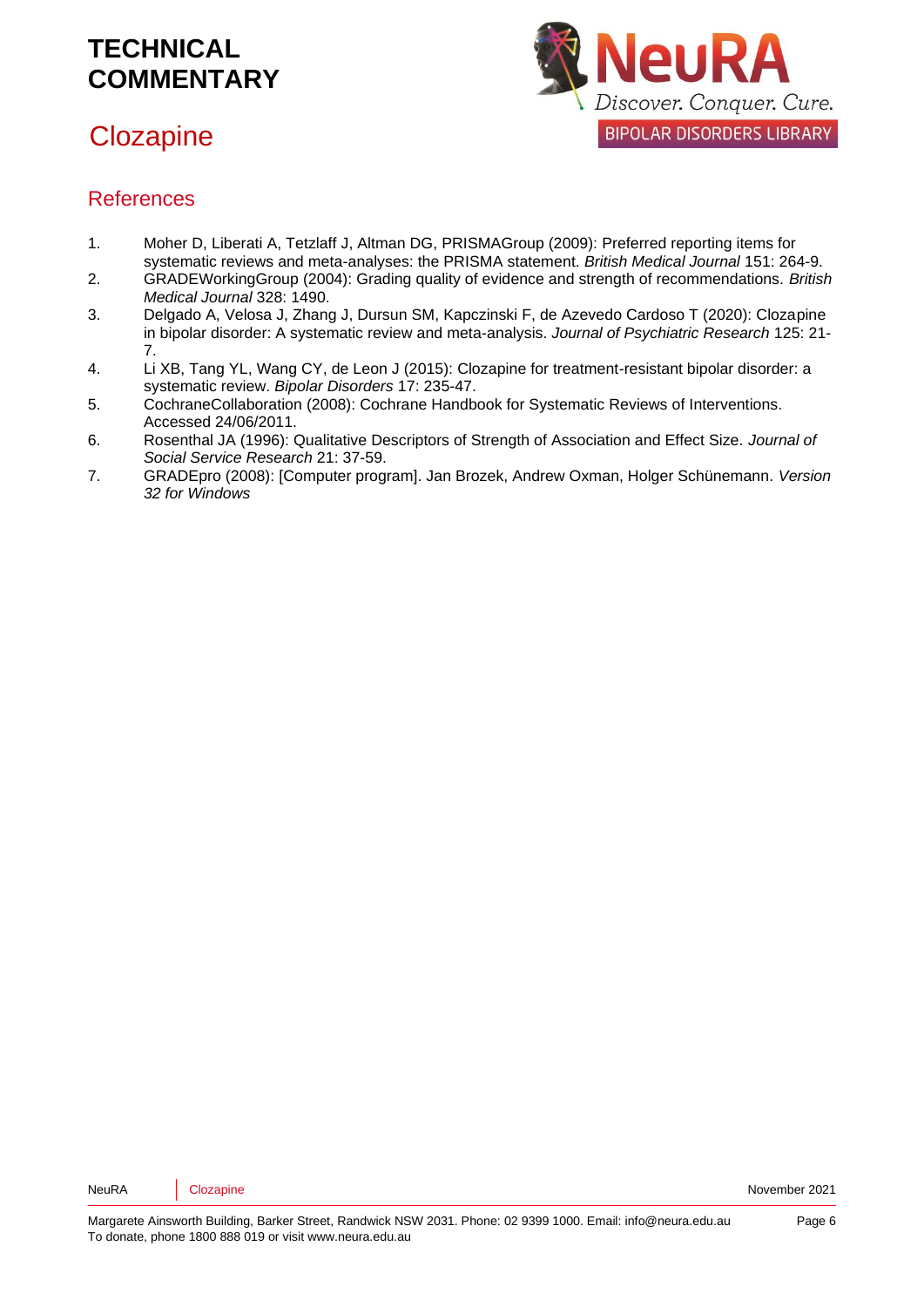# TECHNICAL COMMENTARY

# Clozapine

## References

1. Moher D, Liberati A, Tetzlaff J, Altman DG, PRISMAGroup (2009): Preferred reporting items for systematic reviews and meta-analyses: the PRISMA statement. *British Medical Journal* 151: 264-9.
2. GRADEWorkingGroup (2004): Grading quality of evidence and strength of recommendations. *British Medical Journal* 328: 1490.
3. Delgado A, Velosa J, Zhang J, Dursun SM, Kapczinski F, de Azevedo Cardoso T (2020): Clozapine in bipolar disorder: A systematic review and meta-analysis. *Journal of Psychiatric Research* 125: 21-7.
4. Li XB, Tang YL, Wang CY, de Leon J (2015): Clozapine for treatment-resistant bipolar disorder: a systematic review. *Bipolar Disorders* 17: 235-47.
5. CochraneCollaboration (2008): Cochrane Handbook for Systematic Reviews of Interventions. Accessed 24/06/2011.
6. Rosenthal JA (1996): Qualitative Descriptors of Strength of Association and Effect Size. *Journal of Social Service Research* 21: 37-59.
7. GRADEpro (2008): [Computer program]. Jan Brozek, Andrew Oxman, Holger Schünemann. *Version 32 for Windows*